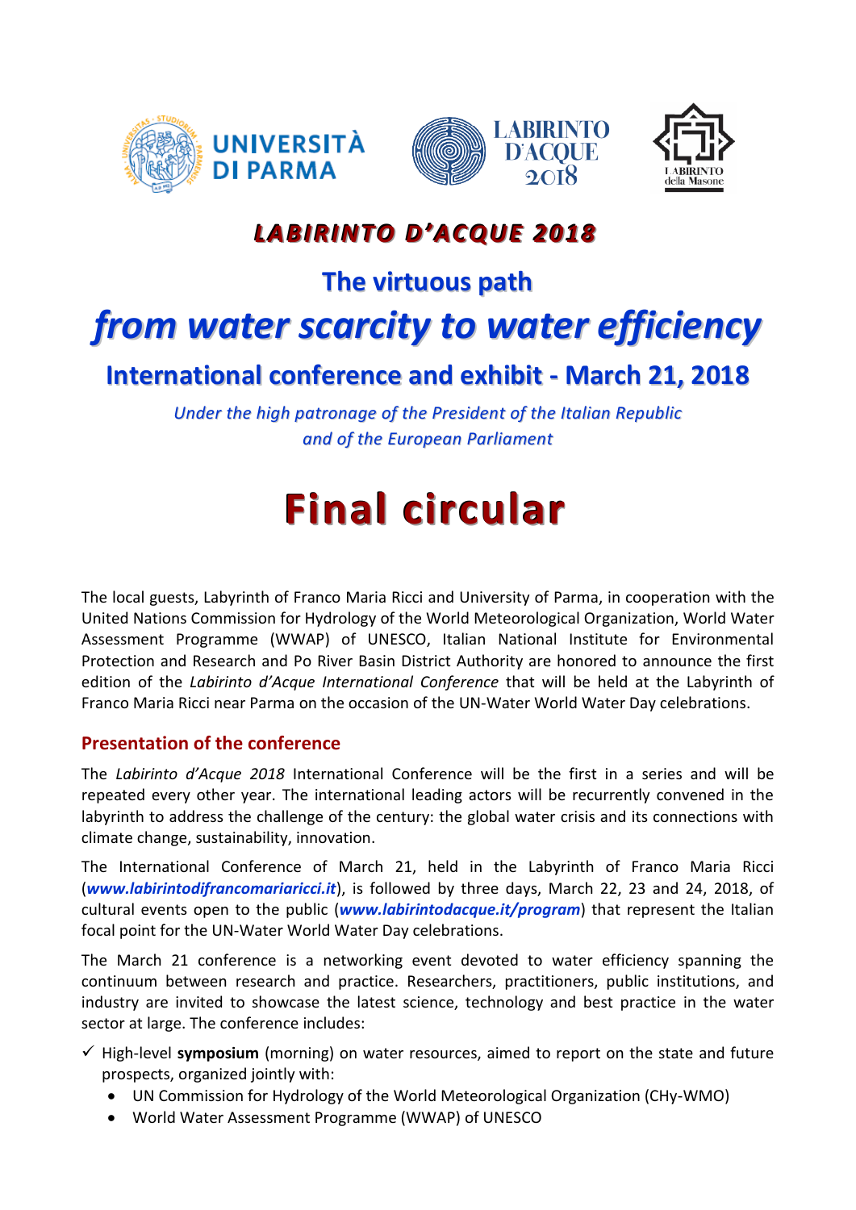# *LABIRINTO D'ACQUE 2018*

## The virtuous path

# *from water scarcity to water efficiency*

## International conference and exhibit - March 21, 2018

*Under the high patronage of the President of the Italian Republic and of the European Parliament*

# Final circular

The local guests, Labyrinth of Franco Maria Ricci and University of Parma, in cooperation with the United Nations Commission for Hydrology of the World Meteorological Organization, World Water Assessment Programme (WWAP) of UNESCO, Italian National Institute for Environmental Protection and Research and Po River Basin District Authority are honored to announce the first edition of the *Labirinto d'Acque International Conference* that will be held at the Labyrinth of Franco Maria Ricci near Parma on the occasion of the UN-Water World Water Day celebrations.

## Presentation of the conference

The *Labirinto d'Acque 2018* International Conference will be the first in a series and will be repeated every other year. The international leading actors will be recurrently convened in the labyrinth to address the challenge of the century: the global water crisis and its connections with climate change, sustainability, innovation.

The International Conference of March 21, held in the Labyrinth of Franco Maria Ricci (***www.labirintodifrancomariaricci.it***), is followed by three days, March 22, 23 and 24, 2018, of cultural events open to the public (***www.labirintodacque.it/program***) that represent the Italian focal point for the UN-Water World Water Day celebrations.

The March 21 conference is a networking event devoted to water efficiency spanning the continuum between research and practice. Researchers, practitioners, public institutions, and industry are invited to showcase the latest science, technology and best practice in the water sector at large. The conference includes:

- ✓ High-level **symposium** (morning) on water resources, aimed to report on the state and future prospects, organized jointly with:
  - UN Commission for Hydrology of the World Meteorological Organization (CHy-WMO)
  - World Water Assessment Programme (WWAP) of UNESCO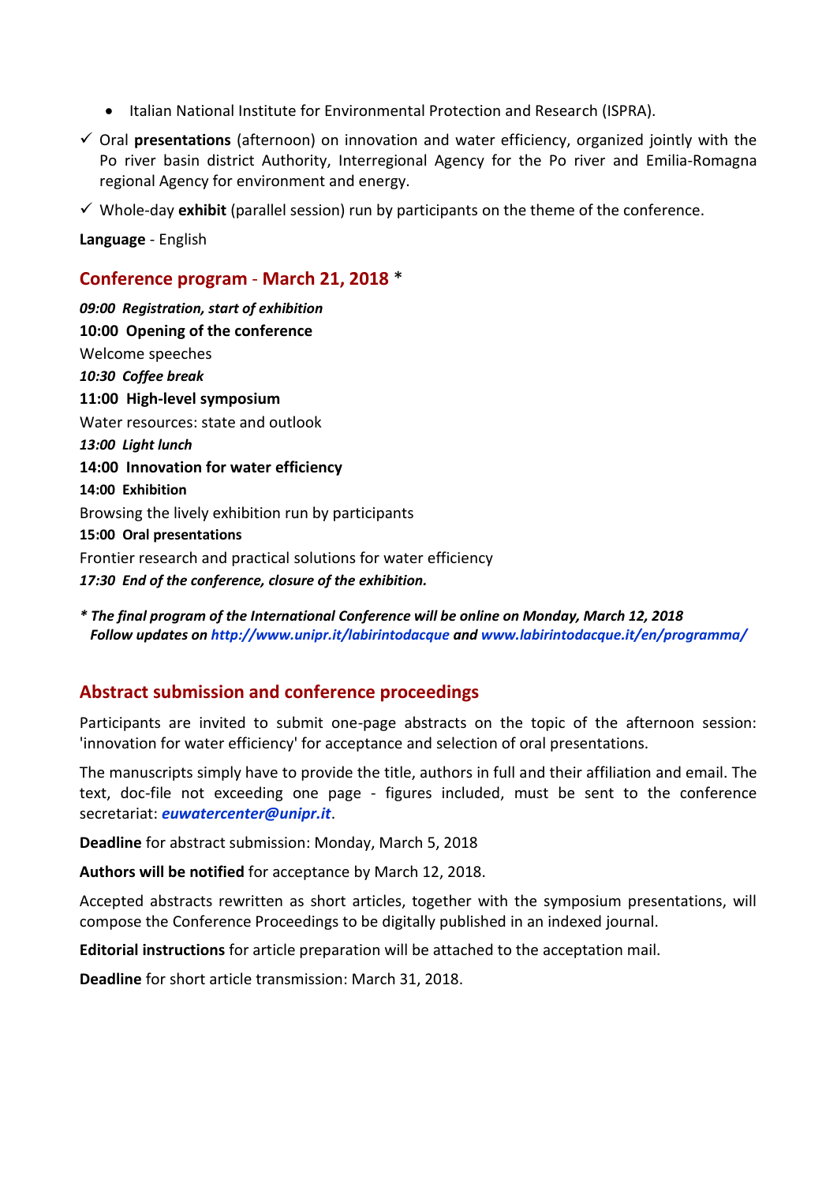- Italian National Institute for Environmental Protection and Research (ISPRA).

✓ Oral **presentations** (afternoon) on innovation and water efficiency, organized jointly with the Po river basin district Authority, Interregional Agency for the Po river and Emilia-Romagna regional Agency for environment and energy.

✓ Whole-day **exhibit** (parallel session) run by participants on the theme of the conference.

**Language** - English

## Conference program - March 21, 2018 *

***09:00 Registration, start of exhibition***

**10:00 Opening of the conference**

Welcome speeches

***10:30 Coffee break***

**11:00 High-level symposium**

Water resources: state and outlook

***13:00 Light lunch***

**14:00 Innovation for water efficiency**

**14:00 Exhibition**

Browsing the lively exhibition run by participants

**15:00 Oral presentations**

Frontier research and practical solutions for water efficiency

***17:30 End of the conference, closure of the exhibition.***

****** The final program of the International Conference will be online on Monday, March 12, 2018***
***Follow updates on http://www.unipr.it/labirintodacque and www.labirintodacque.it/en/programma/***

## Abstract submission and conference proceedings

Participants are invited to submit one-page abstracts on the topic of the afternoon session: 'innovation for water efficiency' for acceptance and selection of oral presentations.

The manuscripts simply have to provide the title, authors in full and their affiliation and email. The text, doc-file not exceeding one page - figures included, must be sent to the conference secretariat: ***euwatercenter@unipr.it***.

**Deadline** for abstract submission: Monday, March 5, 2018

**Authors will be notified** for acceptance by March 12, 2018.

Accepted abstracts rewritten as short articles, together with the symposium presentations, will compose the Conference Proceedings to be digitally published in an indexed journal.

**Editorial instructions** for article preparation will be attached to the acceptation mail.

**Deadline** for short article transmission: March 31, 2018.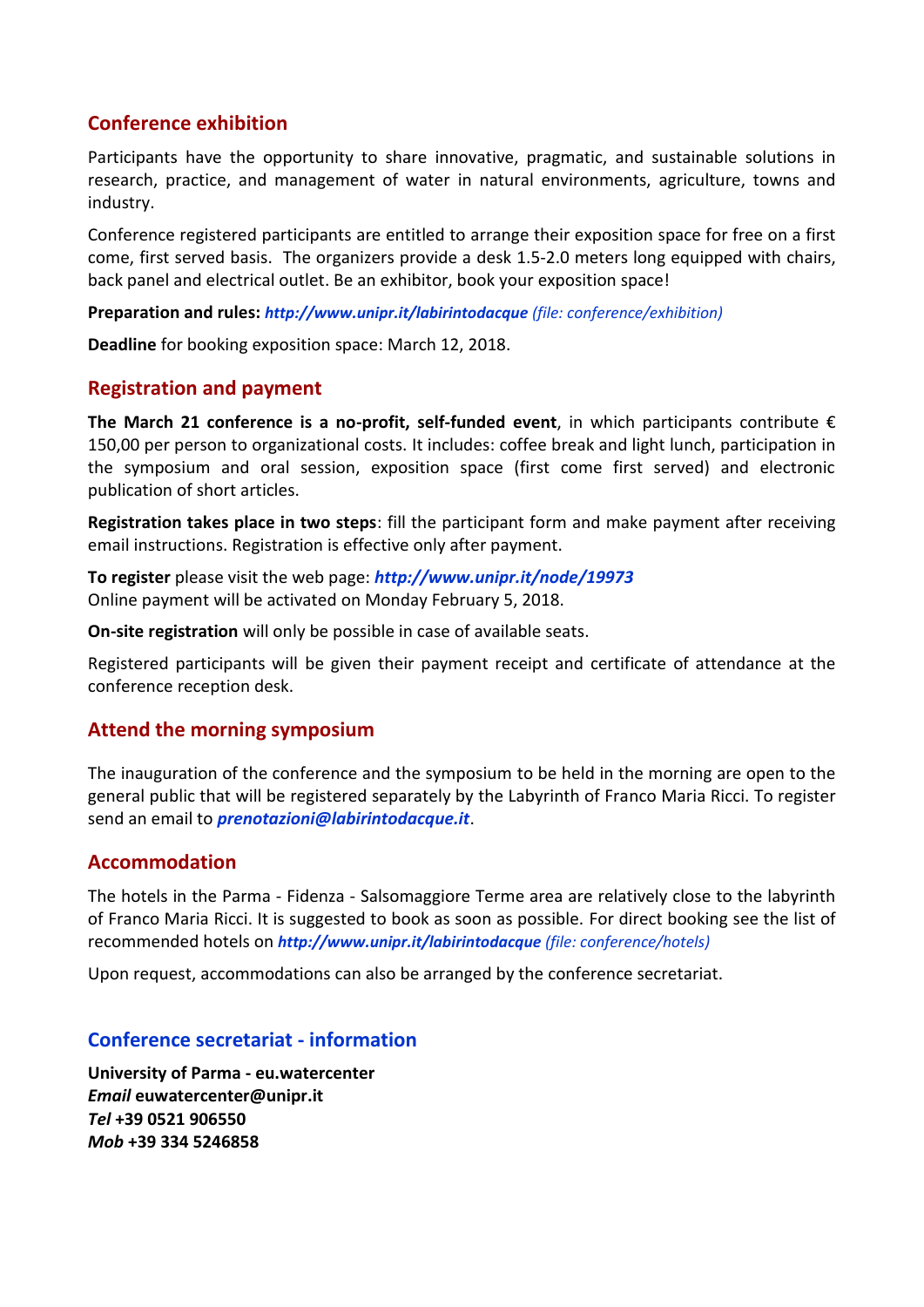## Conference exhibition

Participants have the opportunity to share innovative, pragmatic, and sustainable solutions in research, practice, and management of water in natural environments, agriculture, towns and industry.

Conference registered participants are entitled to arrange their exposition space for free on a first come, first served basis. The organizers provide a desk 1.5-2.0 meters long equipped with chairs, back panel and electrical outlet. Be an exhibitor, book your exposition space!

**Preparation and rules:** ***http://www.unipr.it/labirintodacque*** *(file: conference/exhibition)*

**Deadline** for booking exposition space: March 12, 2018.

## Registration and payment

**The March 21 conference is a no-profit, self-funded event**, in which participants contribute € 150,00 per person to organizational costs. It includes: coffee break and light lunch, participation in the symposium and oral session, exposition space (first come first served) and electronic publication of short articles.

**Registration takes place in two steps**: fill the participant form and make payment after receiving email instructions. Registration is effective only after payment.

**To register** please visit the web page: ***http://www.unipr.it/node/19973***
Online payment will be activated on Monday February 5, 2018.

**On-site registration** will only be possible in case of available seats.

Registered participants will be given their payment receipt and certificate of attendance at the conference reception desk.

## Attend the morning symposium

The inauguration of the conference and the symposium to be held in the morning are open to the general public that will be registered separately by the Labyrinth of Franco Maria Ricci. To register send an email to ***prenotazioni@labirintodacque.it***.

## Accommodation

The hotels in the Parma - Fidenza - Salsomaggiore Terme area are relatively close to the labyrinth of Franco Maria Ricci. It is suggested to book as soon as possible. For direct booking see the list of recommended hotels on ***http://www.unipr.it/labirintodacque*** *(file: conference/hotels)*

Upon request, accommodations can also be arranged by the conference secretariat.

## Conference secretariat - information

**University of Parma - eu.watercenter**
***Email*** **euwatercenter@unipr.it**
***Tel*** **+39 0521 906550**
***Mob*** **+39 334 5246858**